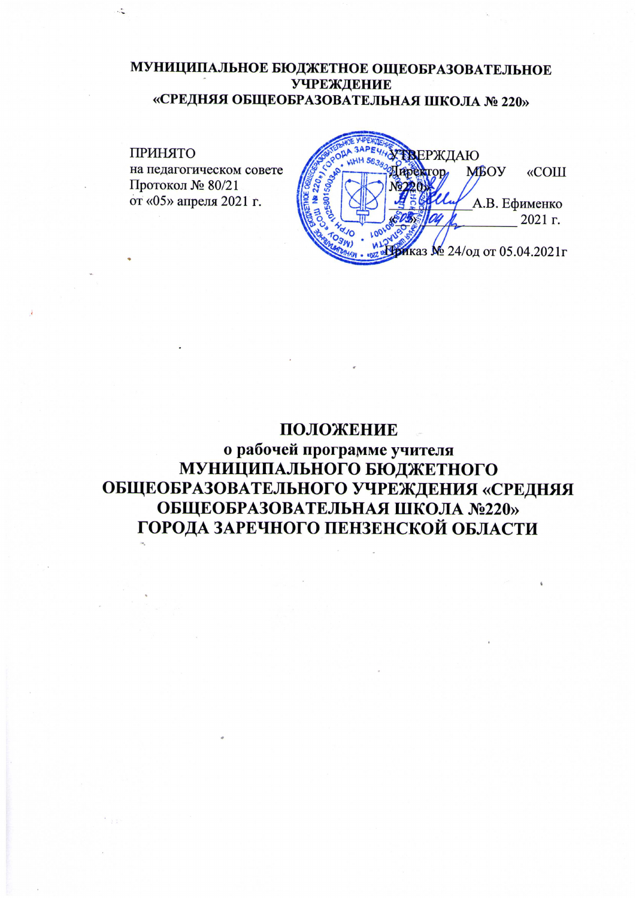**МУНИЦИПАЛЬНОЕ БЮДЖЕТНОЕ ОЩЕОБРАЗОВАТЕЛЬНОЕ УЧРЕЖДЕНИЕ**
**«СРЕДНЯЯ ОБЩЕОБРАЗОВАТЕЛЬНАЯ ШКОЛА № 220»**

ПРИНЯТО
на педагогическом совете
Протокол № 80/21
от «05» апреля 2021 г.

УТВЕРЖДАЮ
Директор МБОУ «СОШ №220»
____________А.В. Ефименко
«05» 04 2021 г.
Приказ № 24/од от 05.04.2021г

# ПОЛОЖЕНИЕ
## о рабочей программе учителя
# МУНИЦИПАЛЬНОГО БЮДЖЕТНОГО ОБЩЕОБРАЗОВАТЕЛЬНОГО УЧРЕЖДЕНИЯ «СРЕДНЯЯ ОБЩЕОБРАЗОВАТЕЛЬНАЯ ШКОЛА №220» ГОРОДА ЗАРЕЧНОГО ПЕНЗЕНСКОЙ ОБЛАСТИ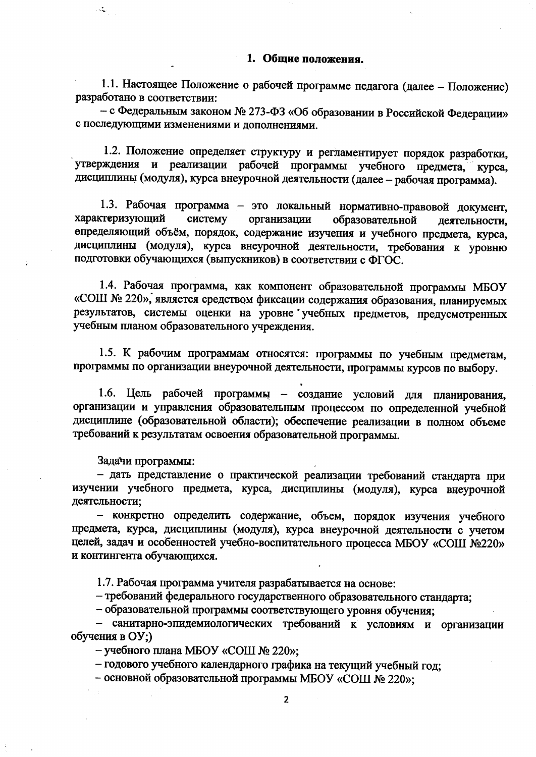## 1. Общие положения.

1.1. Настоящее Положение о рабочей программе педагога (далее – Положение) разработано в соответствии:

– с Федеральным законом № 273-ФЗ «Об образовании в Российской Федерации» с последующими изменениями и дополнениями.

1.2. Положение определяет структуру и регламентирует порядок разработки, утверждения и реализации рабочей программы учебного предмета, курса, дисциплины (модуля), курса внеурочной деятельности (далее – рабочая программа).

1.3. Рабочая программа – это локальный нормативно-правовой документ, характеризующий систему организации образовательной деятельности, определяющий объём, порядок, содержание изучения и учебного предмета, курса, дисциплины (модуля), курса внеурочной деятельности, требования к уровню подготовки обучающихся (выпускников) в соответствии с ФГОС.

1.4. Рабочая программа, как компонент образовательной программы МБОУ «СОШ № 220», является средством фиксации содержания образования, планируемых результатов, системы оценки на уровне учебных предметов, предусмотренных учебным планом образовательного учреждения.

1.5. К рабочим программам относятся: программы по учебным предметам, программы по организации внеурочной деятельности, программы курсов по выбору.

1.6. Цель рабочей программы – создание условий для планирования, организации и управления образовательным процессом по определенной учебной дисциплине (образовательной области); обеспечение реализации в полном объеме требований к результатам освоения образовательной программы.

Задачи программы:

– дать представление о практической реализации требований стандарта при изучении учебного предмета, курса, дисциплины (модуля), курса внеурочной деятельности;

– конкретно определить содержание, объем, порядок изучения учебного предмета, курса, дисциплины (модуля), курса внеурочной деятельности с учетом целей, задач и особенностей учебно-воспитательного процесса МБОУ «СОШ №220» и контингента обучающихся.

1.7. Рабочая программа учителя разрабатывается на основе:

– требований федерального государственного образовательного стандарта;

– образовательной программы соответствующего уровня обучения;

– санитарно-эпидемиологических требований к условиям и организации обучения в ОУ;)

– учебного плана МБОУ «СОШ № 220»;

– годового учебного календарного графика на текущий учебный год;

– основной образовательной программы МБОУ «СОШ № 220»;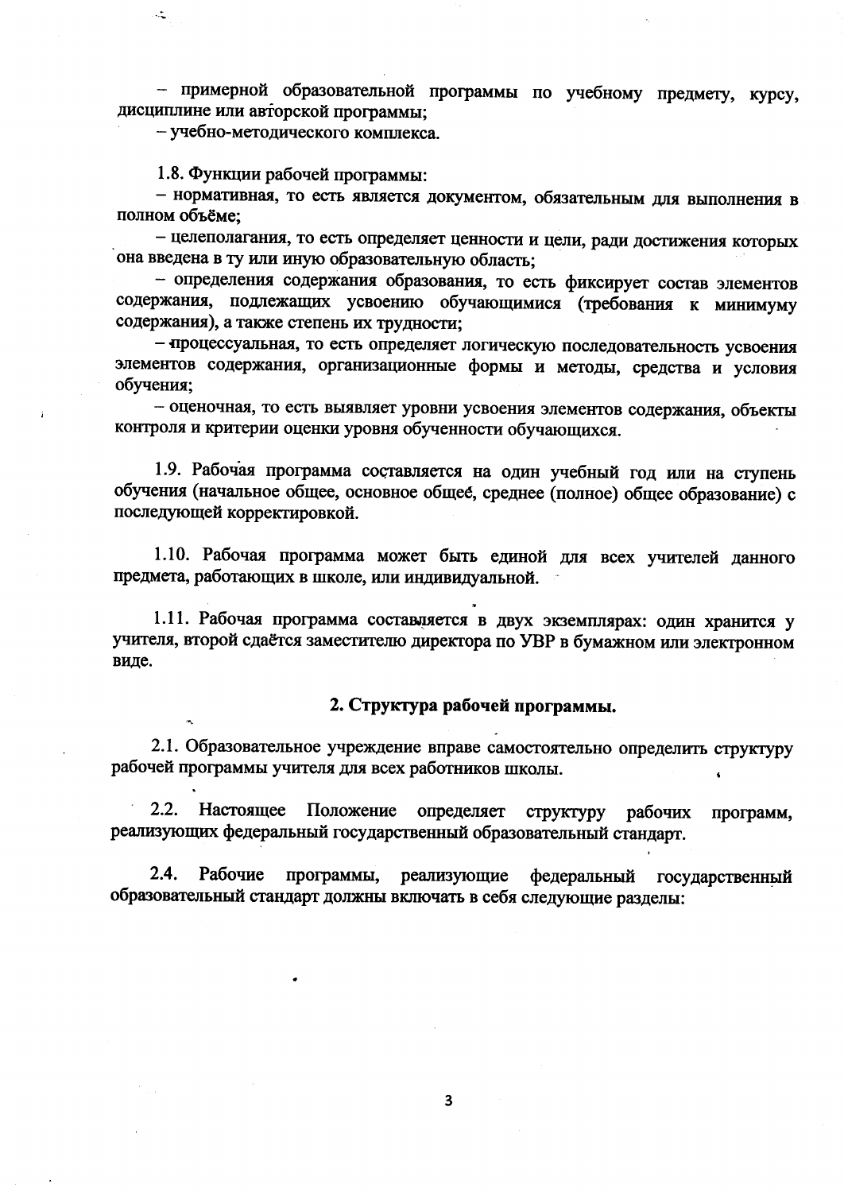– примерной образовательной программы по учебному предмету, курсу, дисциплине или авторской программы;

– учебно-методического комплекса.

1.8. Функции рабочей программы:

– нормативная, то есть является документом, обязательным для выполнения в полном объёме;

– целеполагания, то есть определяет ценности и цели, ради достижения которых она введена в ту или иную образовательную область;

– определения содержания образования, то есть фиксирует состав элементов содержания, подлежащих усвоению обучающимися (требования к минимуму содержания), а также степень их трудности;

– процессуальная, то есть определяет логическую последовательность усвоения элементов содержания, организационные формы и методы, средства и условия обучения;

– оценочная, то есть выявляет уровни усвоения элементов содержания, объекты контроля и критерии оценки уровня обученности обучающихся.

1.9. Рабочая программа составляется на один учебный год или на ступень обучения (начальное общее, основное общее, среднее (полное) общее образование) с последующей корректировкой.

1.10. Рабочая программа может быть единой для всех учителей данного предмета, работающих в школе, или индивидуальной.

1.11. Рабочая программа составляется в двух экземплярах: один хранится у учителя, второй сдаётся заместителю директора по УВР в бумажном или электронном виде.

## 2. Структура рабочей программы.

2.1. Образовательное учреждение вправе самостоятельно определить структуру рабочей программы учителя для всех работников школы.

2.2. Настоящее Положение определяет структуру рабочих программ, реализующих федеральный государственный образовательный стандарт.

2.4. Рабочие программы, реализующие федеральный государственный образовательный стандарт должны включать в себя следующие разделы: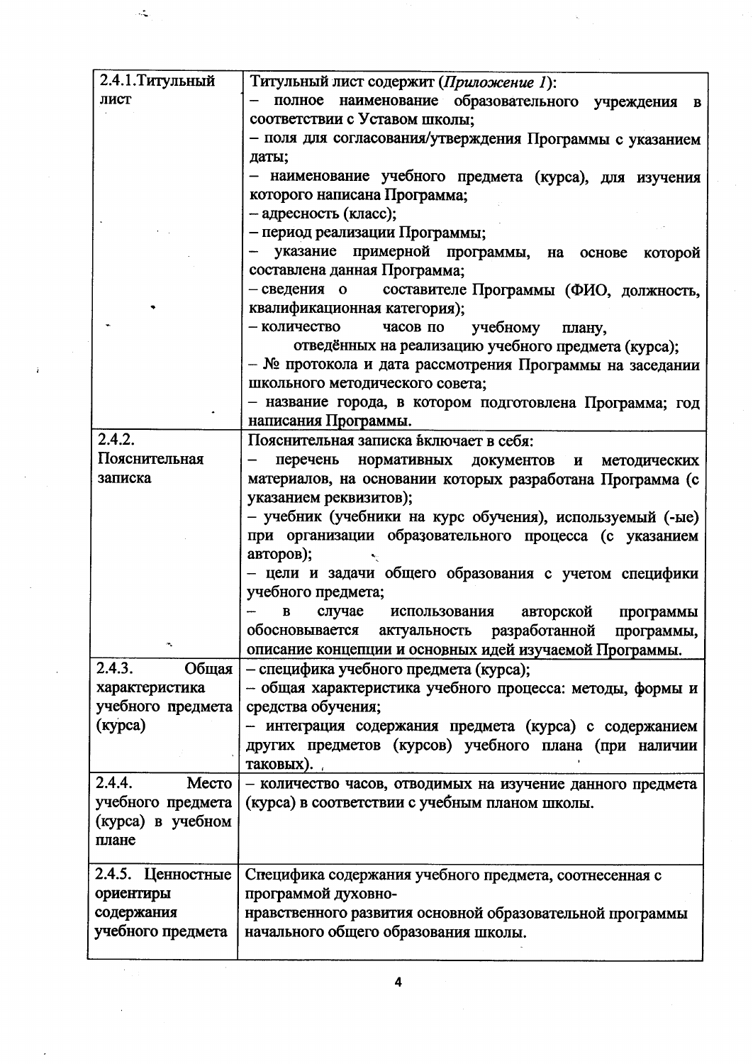| | |
|---|---|
| 2.4.1.Титульный лист | Титульный лист содержит (*Приложение 1*):<br>– полное наименование образовательного учреждения в соответствии с Уставом школы;<br>– поля для согласования/утверждения Программы с указанием даты;<br>– наименование учебного предмета (курса), для изучения которого написана Программа;<br>– адресность (класс);<br>– период реализации Программы;<br>– указание примерной программы, на основе которой составлена данная Программа;<br>– сведения о составителе Программы (ФИО, должность, квалификационная категория);<br>– количество часов по учебному плану, отведённых на реализацию учебного предмета (курса);<br>– № протокола и дата рассмотрения Программы на заседании школьного методического совета;<br>– название города, в котором подготовлена Программа; год написания Программы. |
| 2.4.2. Пояснительная записка | Пояснительная записка включает в себя:<br>– перечень нормативных документов и методических материалов, на основании которых разработана Программа (с указанием реквизитов);<br>– учебник (учебники на курс обучения), используемый (-ые) при организации образовательного процесса (с указанием авторов);<br>– цели и задачи общего образования с учетом специфики учебного предмета;<br>– в случае использования авторской программы обосновывается актуальность разработанной программы, описание концепции и основных идей изучаемой Программы. |
| 2.4.3. Общая характеристика учебного предмета (курса) | – специфика учебного предмета (курса);<br>– общая характеристика учебного процесса: методы, формы и средства обучения;<br>– интеграция содержания предмета (курса) с содержанием других предметов (курсов) учебного плана (при наличии таковых). |
| 2.4.4. Место учебного предмета (курса) в учебном плане | – количество часов, отводимых на изучение данного предмета (курса) в соответствии с учебным планом школы. |
| 2.4.5. Ценностные ориентиры содержания учебного предмета | Специфика содержания учебного предмета, соотнесенная с программой духовно-нравственного развития основной образовательной программы начального общего образования школы. |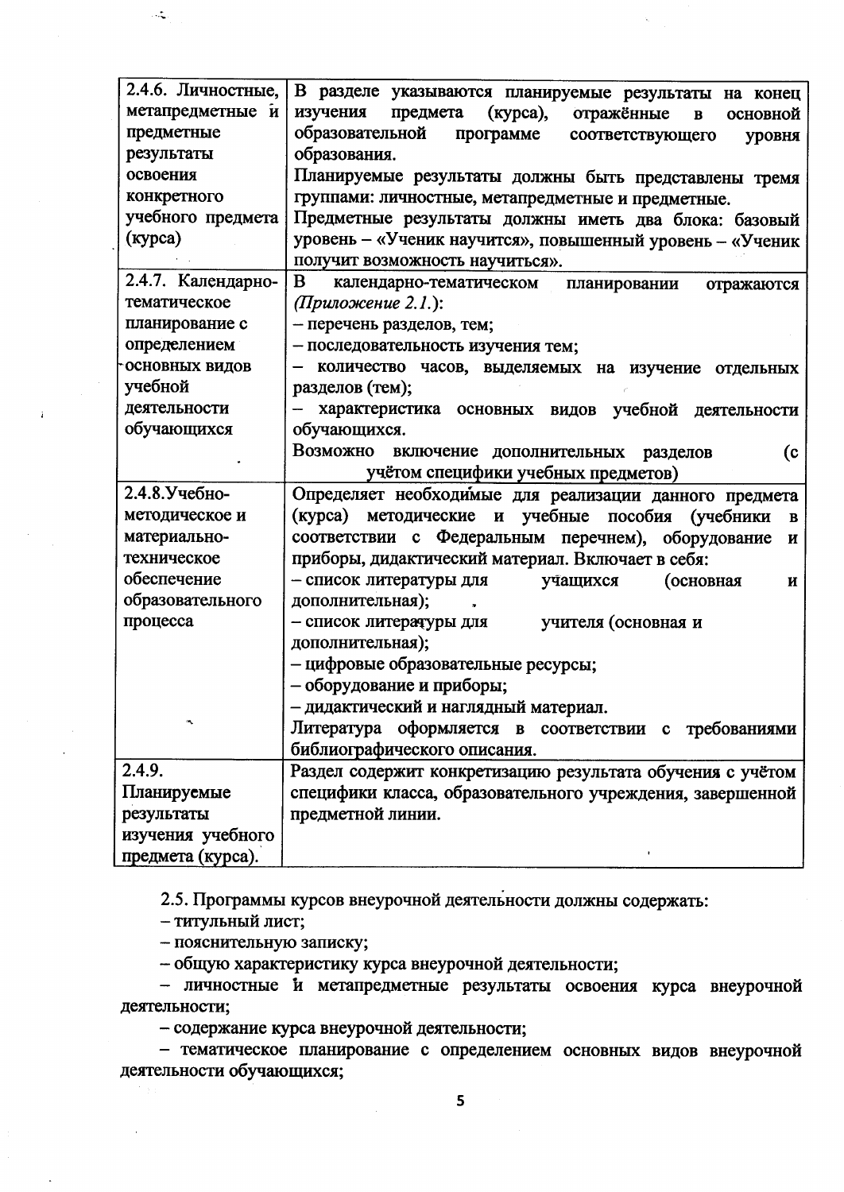| | |
|---|---|
| 2.4.6. Личностные, метапредметные и предметные результаты освоения конкретного учебного предмета (курса) | В разделе указываются планируемые результаты на конец изучения предмета (курса), отражённые в основной образовательной программе соответствующего уровня образования.<br>Планируемые результаты должны быть представлены тремя группами: личностные, метапредметные и предметные.<br>Предметные результаты должны иметь два блока: базовый уровень – «Ученик научится», повышенный уровень – «Ученик получит возможность научиться». |
| 2.4.7. Календарно-тематическое планирование с определением основных видов учебной деятельности обучающихся | В календарно-тематическом планировании отражаются (*Приложение 2.1.*):<br>– перечень разделов, тем;<br>– последовательность изучения тем;<br>– количество часов, выделяемых на изучение отдельных разделов (тем);<br>– характеристика основных видов учебной деятельности обучающихся.<br>Возможно включение дополнительных разделов (с учётом специфики учебных предметов) |
| 2.4.8.Учебно-методическое и материально-техническое обеспечение образовательного процесса | Определяет необходимые для реализации данного предмета (курса) методические и учебные пособия (учебники в соответствии с Федеральным перечнем), оборудование и приборы, дидактический материал. Включает в себя:<br>– список литературы для учащихся (основная и дополнительная);<br>– список литературы для учителя (основная и дополнительная);<br>– цифровые образовательные ресурсы;<br>– оборудование и приборы;<br>– дидактический и наглядный материал.<br>Литература оформляется в соответствии с требованиями библиографического описания. |
| 2.4.9. Планируемые результаты изучения учебного предмета (курса). | Раздел содержит конкретизацию результата обучения с учётом специфики класса, образовательного учреждения, завершенной предметной линии. |

2.5. Программы курсов внеурочной деятельности должны содержать:

– титульный лист;

– пояснительную записку;

– общую характеристику курса внеурочной деятельности;

– личностные и метапредметные результаты освоения курса внеурочной деятельности;

– содержание курса внеурочной деятельности;

– тематическое планирование с определением основных видов внеурочной деятельности обучающихся;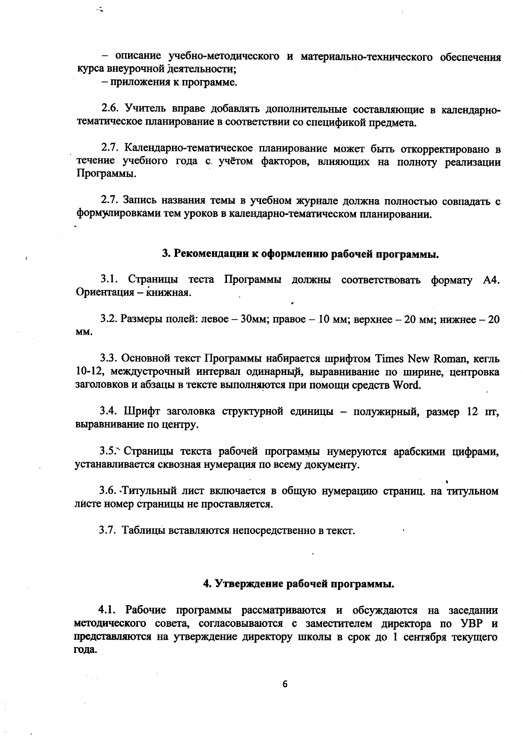– описание учебно-методического и материально-технического обеспечения курса внеурочной деятельности;

– приложения к программе.

2.6. Учитель вправе добавлять дополнительные составляющие в календарно-тематическое планирование в соответствии со спецификой предмета.

2.7. Календарно-тематическое планирование может быть откорректировано в течение учебного года с учётом факторов, влияющих на полноту реализации Программы.

2.7. Запись названия темы в учебном журнале должна полностью совпадать с формулировками тем уроков в календарно-тематическом планировании.

## 3. Рекомендации к оформлению рабочей программы.

3.1. Страницы теста Программы должны соответствовать формату А4. Ориентация – книжная.

3.2. Размеры полей: левое – 30мм; правое – 10 мм; верхнее – 20 мм; нижнее – 20 мм.

3.3. Основной текст Программы набирается шрифтом Times New Roman, кегль 10-12, междустрочный интервал одинарный, выравнивание по ширине, центровка заголовков и абзацы в тексте выполняются при помощи средств Word.

3.4. Шрифт заголовка структурной единицы – полужирный, размер 12 пт, выравнивание по центру.

3.5. Страницы текста рабочей программы нумеруются арабскими цифрами, устанавливается сквозная нумерация по всему документу.

3.6. Титульный лист включается в общую нумерацию страниц. на титульном листе номер страницы не проставляется.

3.7. Таблицы вставляются непосредственно в текст.

## 4. Утверждение рабочей программы.

4.1. Рабочие программы рассматриваются и обсуждаются на заседании методического совета, согласовываются с заместителем директора по УВР и представляются на утверждение директору школы в срок до 1 сентября текущего года.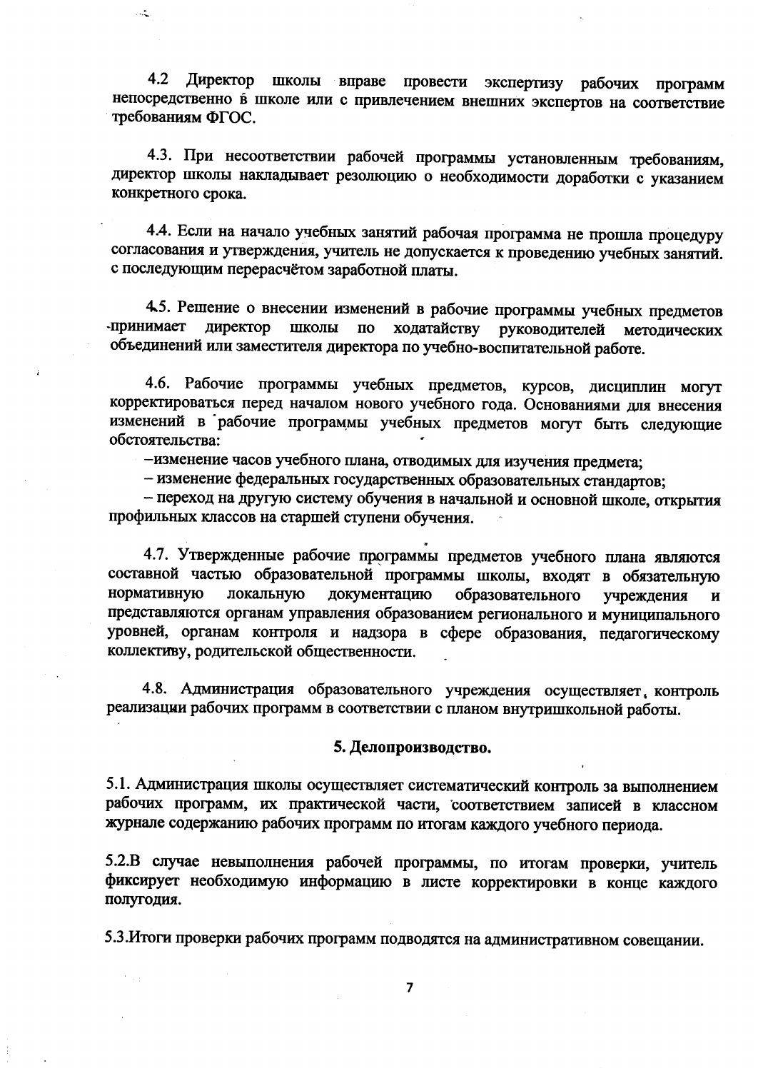4.2 Директор школы вправе провести экспертизу рабочих программ непосредственно в школе или с привлечением внешних экспертов на соответствие требованиям ФГОС.

4.3. При несоответствии рабочей программы установленным требованиям, директор школы накладывает резолюцию о необходимости доработки с указанием конкретного срока.

4.4. Если на начало учебных занятий рабочая программа не прошла процедуру согласования и утверждения, учитель не допускается к проведению учебных занятий. с последующим перерасчётом заработной платы.

4.5. Решение о внесении изменений в рабочие программы учебных предметов принимает директор школы по ходатайству руководителей методических объединений или заместителя директора по учебно-воспитательной работе.

4.6. Рабочие программы учебных предметов, курсов, дисциплин могут корректироваться перед началом нового учебного года. Основаниями для внесения изменений в рабочие программы учебных предметов могут быть следующие обстоятельства:

–изменение часов учебного плана, отводимых для изучения предмета;

– изменение федеральных государственных образовательных стандартов;

– переход на другую систему обучения в начальной и основной школе, открытия профильных классов на старшей ступени обучения.

4.7. Утвержденные рабочие программы предметов учебного плана являются составной частью образовательной программы школы, входят в обязательную нормативную локальную документацию образовательного учреждения и представляются органам управления образованием регионального и муниципального уровней, органам контроля и надзора в сфере образования, педагогическому коллективу, родительской общественности.

4.8. Администрация образовательного учреждения осуществляет контроль реализации рабочих программ в соответствии с планом внутришкольной работы.

## 5. Делопроизводство.

5.1. Администрация школы осуществляет систематический контроль за выполнением рабочих программ, их практической части, соответствием записей в классном журнале содержанию рабочих программ по итогам каждого учебного периода.

5.2.В случае невыполнения рабочей программы, по итогам проверки, учитель фиксирует необходимую информацию в листе корректировки в конце каждого полугодия.

5.3.Итоги проверки рабочих программ подводятся на административном совещании.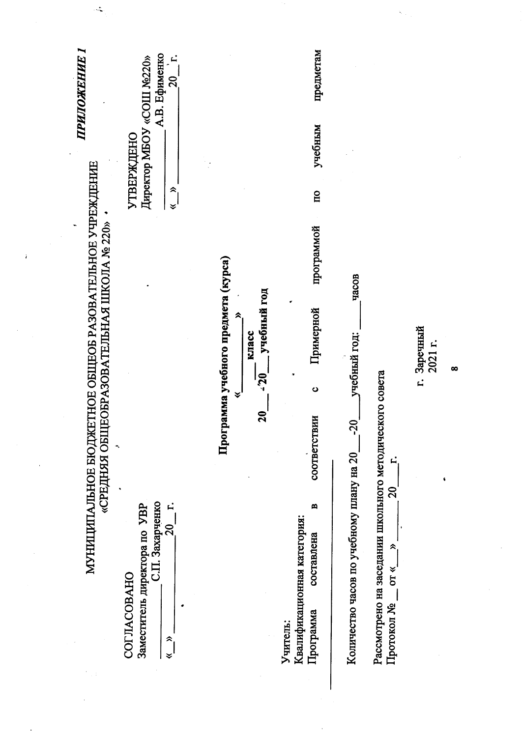***ПРИЛОЖЕНИЕ 1***

МУНИЦИПАЛЬНОЕ БЮДЖЕТНОЕ ОБЩЕОБРАЗОВАТЕЛЬНОЕ УЧРЕЖДЕНИЕ
«СРЕДНЯЯ ОБЩЕОБРАЗОВАТЕЛЬНАЯ ШКОЛА № 220»

СОГЛАСОВАНО
Заместитель директора по УВР
____________ С.П. Захарченко
«__» ____________ 20__ г.

УТВЕРЖДЕНО
Директор МБОУ «СОШ №220»
____________ А.В. Ефименко
«__» ____________ 20__ г.

**Программа учебного предмета (курса)**

**«____________»**

**___ класс**

**20___-20___ учебный год**

Учитель:
Квалификационная категория:
Программа составлена в соответствии с Примерной программой по учебным предметам

______________________________________________

Количество часов по учебному плану на 20___-20___ учебный год: _____ часов

Рассмотрено на заседании школьного методического совета
Протокол № __ от «__» ________ 20___ г.

г. Заречный
2021 г.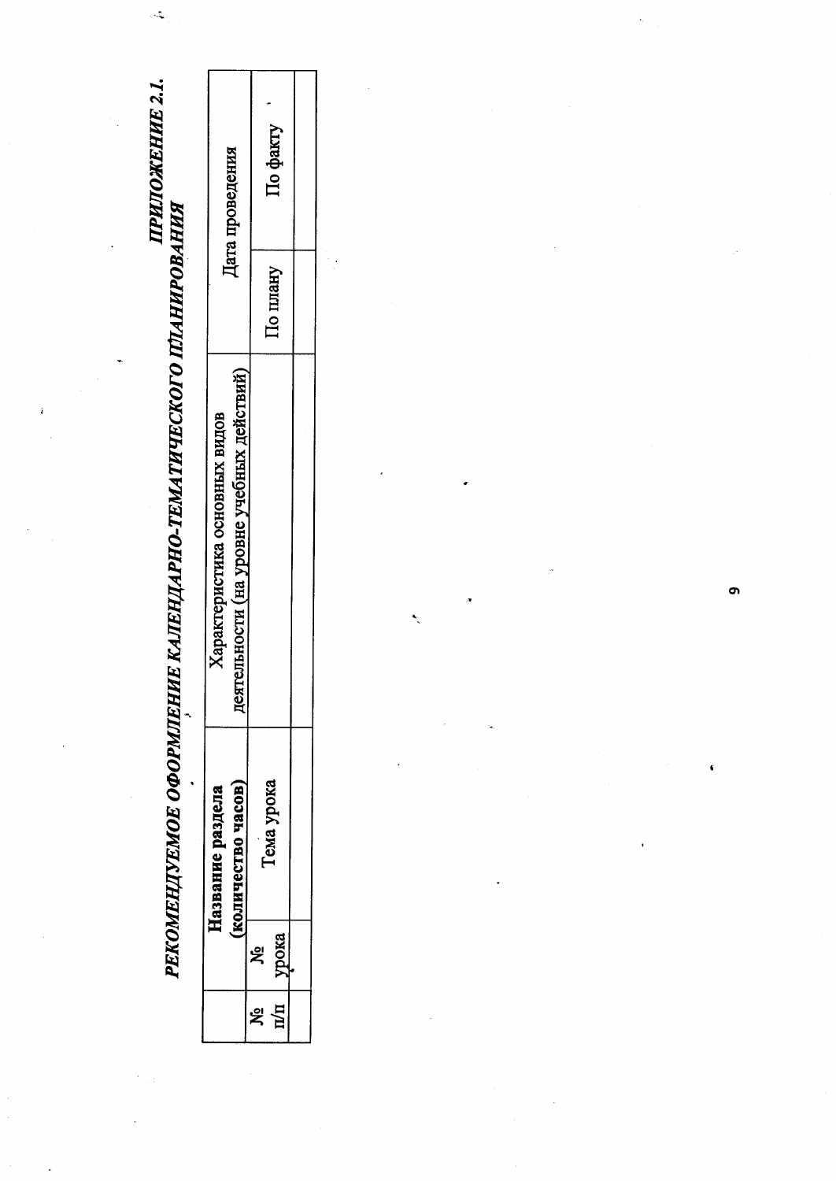***ПРИЛОЖЕНИЕ 2.1.***

## *РЕКОМЕНДУЕМОЕ ОФОРМЛЕНИЕ КАЛЕНДАРНО-ТЕМАТИЧЕСКОГО ПЛАНИРОВАНИЯ*

| № п/п | Название раздела (количество часов) | | Характеристика основных видов деятельности (на уровне учебных действий) | Дата проведения | |
|---|---|---|---|---|---|
| | № урока | Тема урока | | По плану | По факту |
| | | | | | |